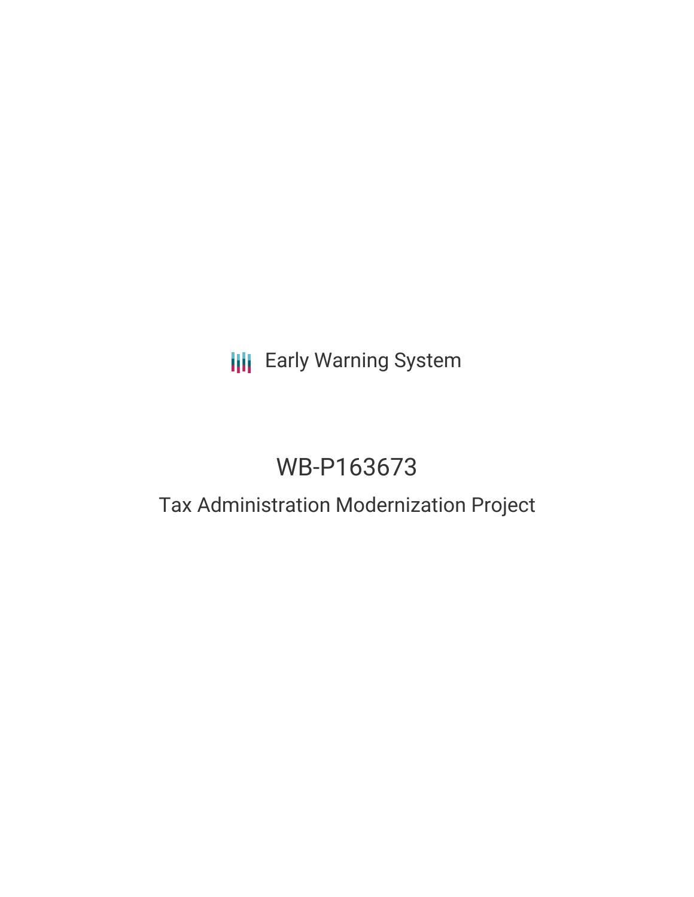Early Warning System

# WB-P163673

## Tax Administration Modernization Project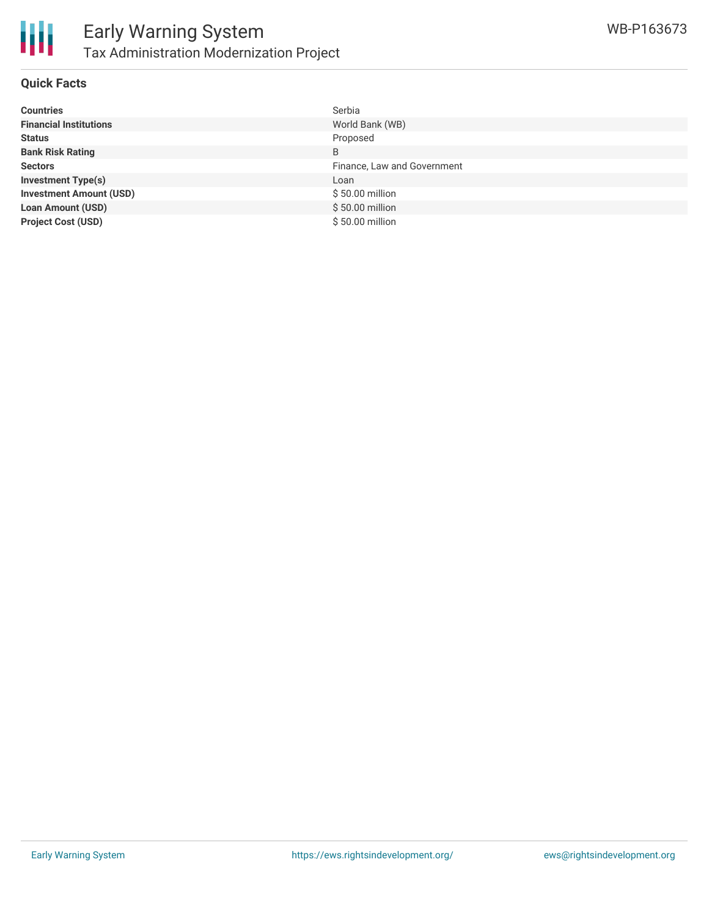## Quick Facts

| | |
|---|---|
| **Countries** | Serbia |
| **Financial Institutions** | World Bank (WB) |
| **Status** | Proposed |
| **Bank Risk Rating** | B |
| **Sectors** | Finance, Law and Government |
| **Investment Type(s)** | Loan |
| **Investment Amount (USD)** | $ 50.00 million |
| **Loan Amount (USD)** | $ 50.00 million |
| **Project Cost (USD)** | $ 50.00 million |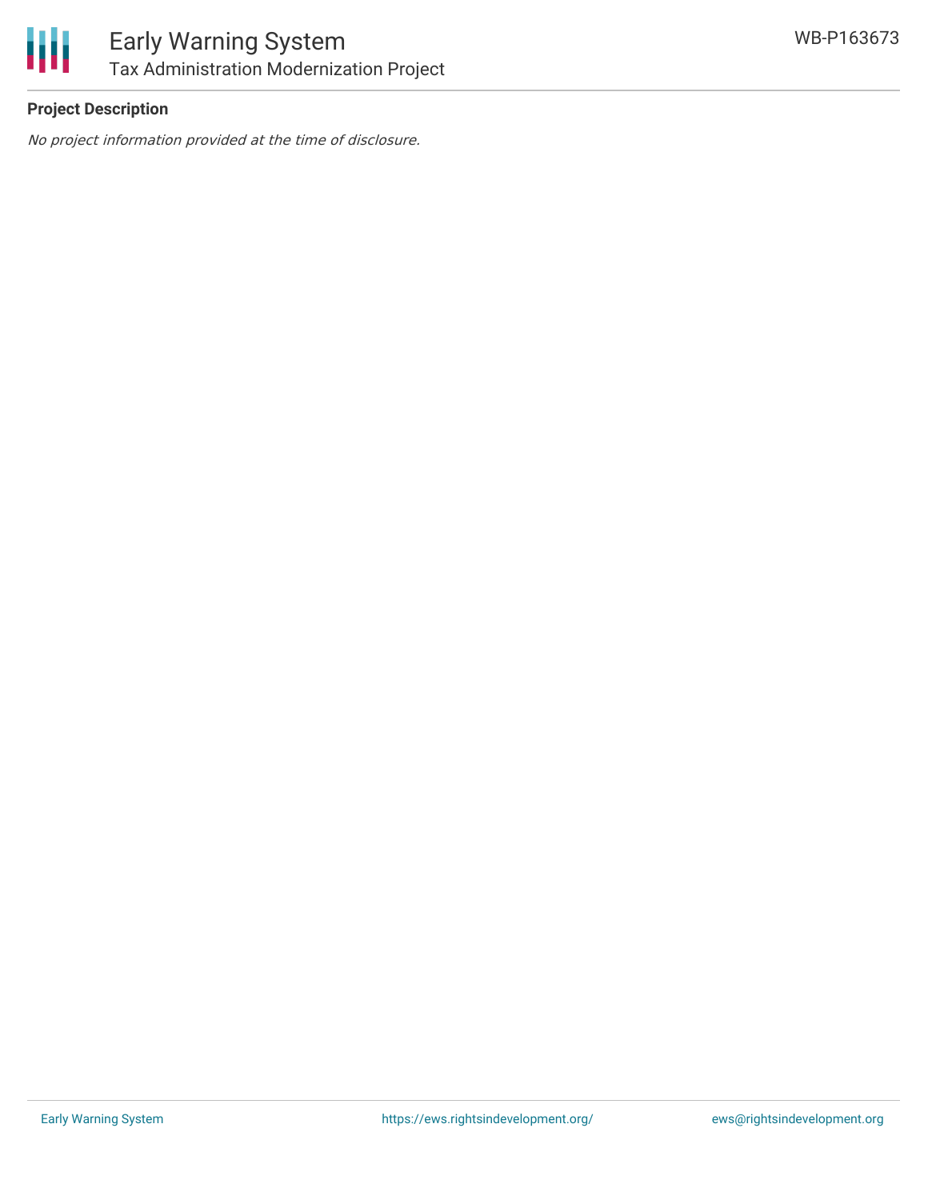**Project Description**

*No project information provided at the time of disclosure.*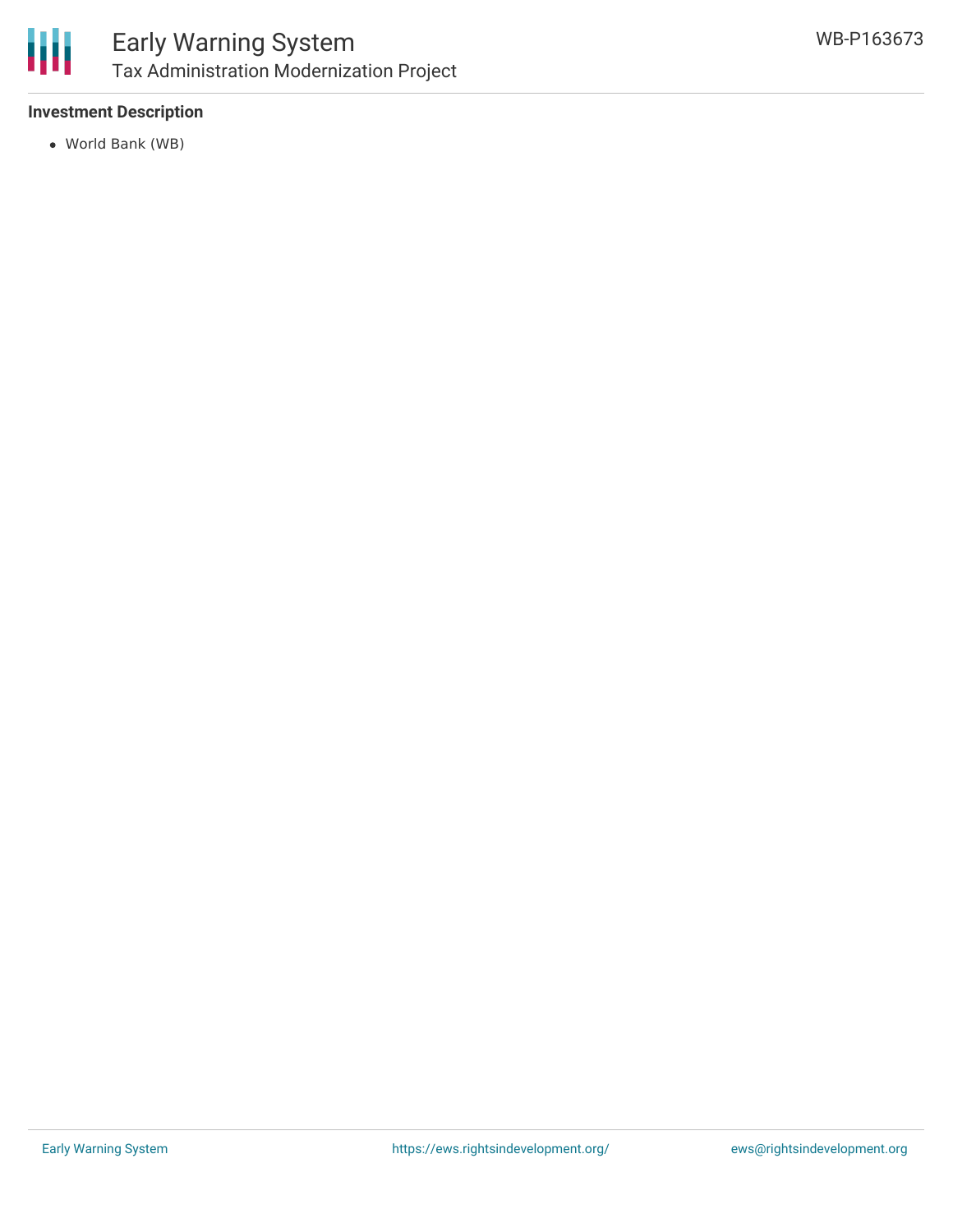### Investment Description

- World Bank (WB)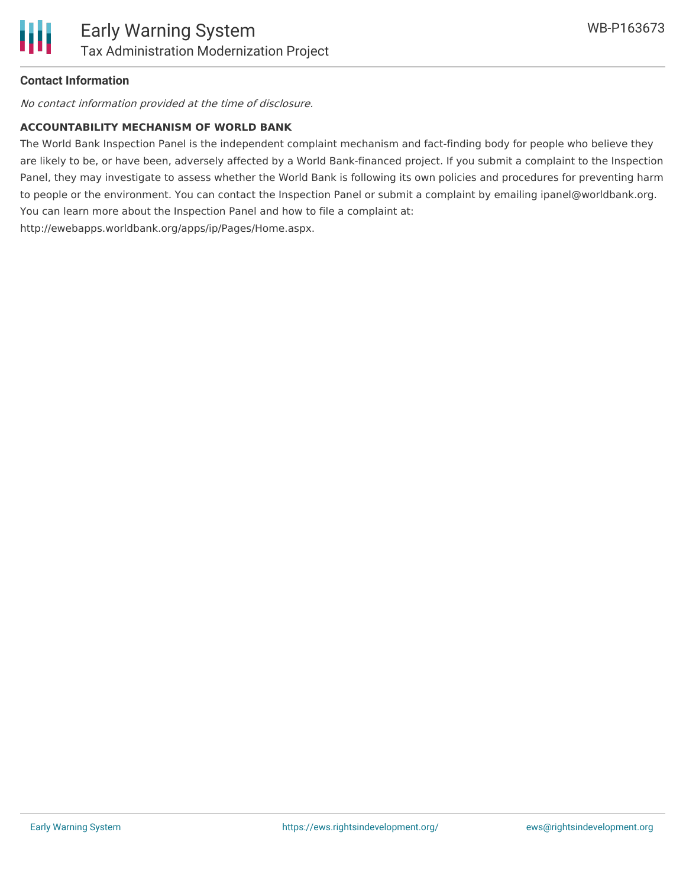**Contact Information**

*No contact information provided at the time of disclosure.*

**ACCOUNTABILITY MECHANISM OF WORLD BANK**

The World Bank Inspection Panel is the independent complaint mechanism and fact-finding body for people who believe they are likely to be, or have been, adversely affected by a World Bank-financed project. If you submit a complaint to the Inspection Panel, they may investigate to assess whether the World Bank is following its own policies and procedures for preventing harm to people or the environment. You can contact the Inspection Panel or submit a complaint by emailing ipanel@worldbank.org. You can learn more about the Inspection Panel and how to file a complaint at: http://ewebapps.worldbank.org/apps/ip/Pages/Home.aspx.